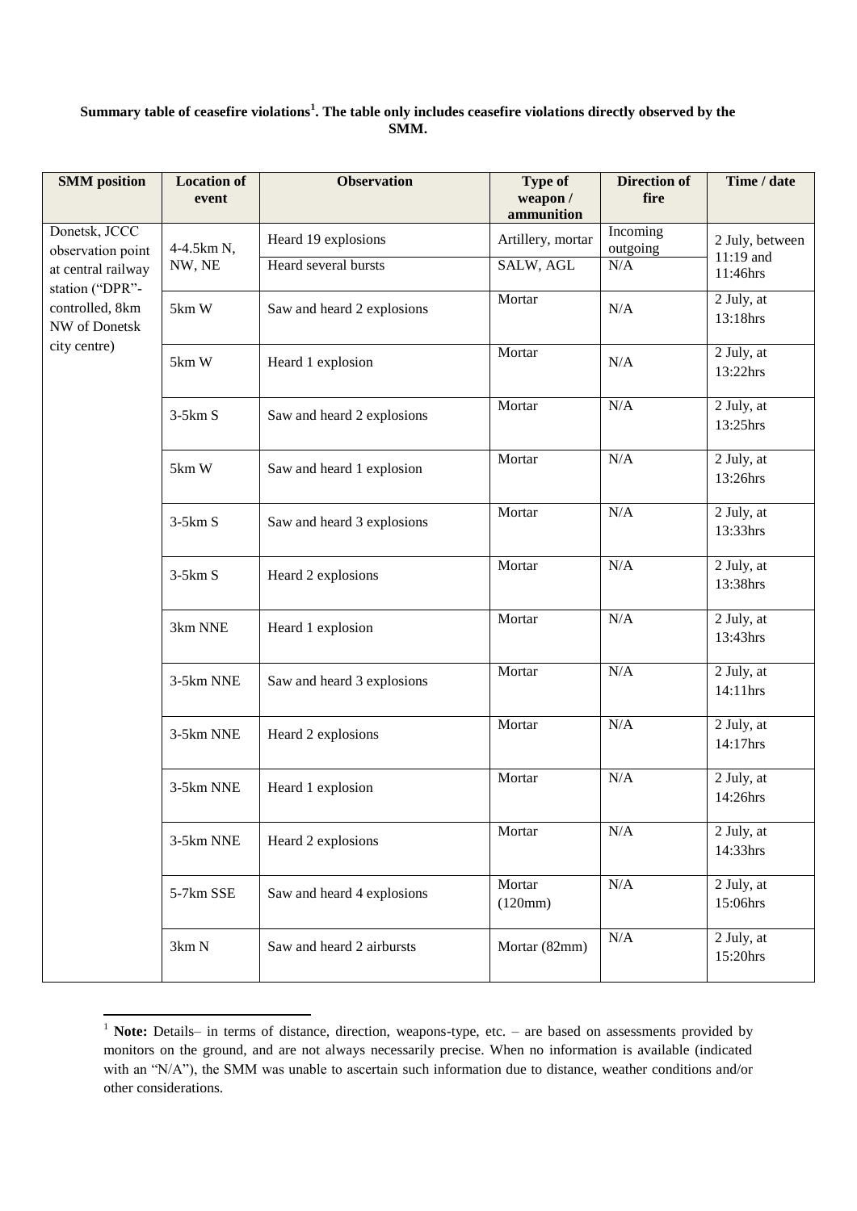**Summary table of ceasefire violations[1]. The table only includes ceasefire violations directly observed by the SMM.**

| SMM position | Location of event | Observation | Type of weapon / ammunition | Direction of fire | Time / date |
|---|---|---|---|---|---|
| Donetsk, JCCC observation point at central railway station ("DPR"-controlled, 8km NW of Donetsk city centre) | 4-4.5km N, NW, NE | Heard 19 explosions | Artillery, mortar | Incoming outgoing | 2 July, between 11:19 and 11:46hrs |
| | | Heard several bursts | SALW, AGL | N/A | |
| | 5km W | Saw and heard 2 explosions | Mortar | N/A | 2 July, at 13:18hrs |
| | 5km W | Heard 1 explosion | Mortar | N/A | 2 July, at 13:22hrs |
| | 3-5km S | Saw and heard 2 explosions | Mortar | N/A | 2 July, at 13:25hrs |
| | 5km W | Saw and heard 1 explosion | Mortar | N/A | 2 July, at 13:26hrs |
| | 3-5km S | Saw and heard 3 explosions | Mortar | N/A | 2 July, at 13:33hrs |
| | 3-5km S | Heard 2 explosions | Mortar | N/A | 2 July, at 13:38hrs |
| | 3km NNE | Heard 1 explosion | Mortar | N/A | 2 July, at 13:43hrs |
| | 3-5km NNE | Saw and heard 3 explosions | Mortar | N/A | 2 July, at 14:11hrs |
| | 3-5km NNE | Heard 2 explosions | Mortar | N/A | 2 July, at 14:17hrs |
| | 3-5km NNE | Heard 1 explosion | Mortar | N/A | 2 July, at 14:26hrs |
| | 3-5km NNE | Heard 2 explosions | Mortar | N/A | 2 July, at 14:33hrs |
| | 5-7km SSE | Saw and heard 4 explosions | Mortar (120mm) | N/A | 2 July, at 15:06hrs |
| | 3km N | Saw and heard 2 airbursts | Mortar (82mm) | N/A | 2 July, at 15:20hrs |

[1] **Note:** Details– in terms of distance, direction, weapons-type, etc. – are based on assessments provided by monitors on the ground, and are not always necessarily precise. When no information is available (indicated with an "N/A"), the SMM was unable to ascertain such information due to distance, weather conditions and/or other considerations.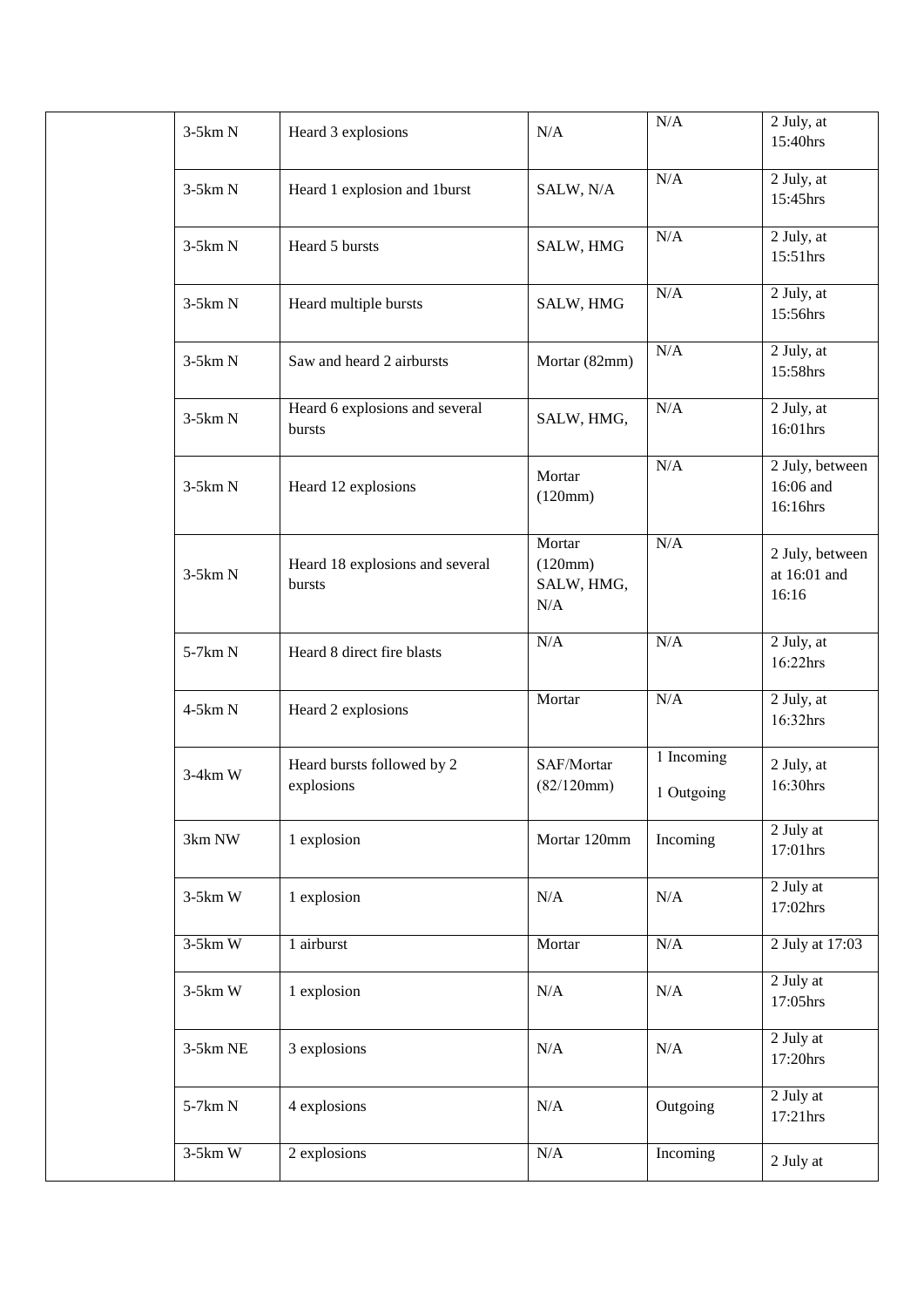| | | | | | |
|---|---|---|---|---|---|
| | 3-5km N | Heard 3 explosions | N/A | N/A | 2 July, at 15:40hrs |
| | 3-5km N | Heard 1 explosion and 1burst | SALW, N/A | N/A | 2 July, at 15:45hrs |
| | 3-5km N | Heard 5 bursts | SALW, HMG | N/A | 2 July, at 15:51hrs |
| | 3-5km N | Heard multiple bursts | SALW, HMG | N/A | 2 July, at 15:56hrs |
| | 3-5km N | Saw and heard 2 airbursts | Mortar (82mm) | N/A | 2 July, at 15:58hrs |
| | 3-5km N | Heard 6 explosions and several bursts | SALW, HMG, | N/A | 2 July, at 16:01hrs |
| | 3-5km N | Heard 12 explosions | Mortar (120mm) | N/A | 2 July, between 16:06 and 16:16hrs |
| | 3-5km N | Heard 18 explosions and several bursts | Mortar (120mm) SALW, HMG, N/A | N/A | 2 July, between at 16:01 and 16:16 |
| | 5-7km N | Heard 8 direct fire blasts | N/A | N/A | 2 July, at 16:22hrs |
| | 4-5km N | Heard 2 explosions | Mortar | N/A | 2 July, at 16:32hrs |
| | 3-4km W | Heard bursts followed by 2 explosions | SAF/Mortar (82/120mm) | 1 Incoming 1 Outgoing | 2 July, at 16:30hrs |
| | 3km NW | 1 explosion | Mortar 120mm | Incoming | 2 July at 17:01hrs |
| | 3-5km W | 1 explosion | N/A | N/A | 2 July at 17:02hrs |
| | 3-5km W | 1 airburst | Mortar | N/A | 2 July at 17:03 |
| | 3-5km W | 1 explosion | N/A | N/A | 2 July at 17:05hrs |
| | 3-5km NE | 3 explosions | N/A | N/A | 2 July at 17:20hrs |
| | 5-7km N | 4 explosions | N/A | Outgoing | 2 July at 17:21hrs |
| | 3-5km W | 2 explosions | N/A | Incoming | 2 July at |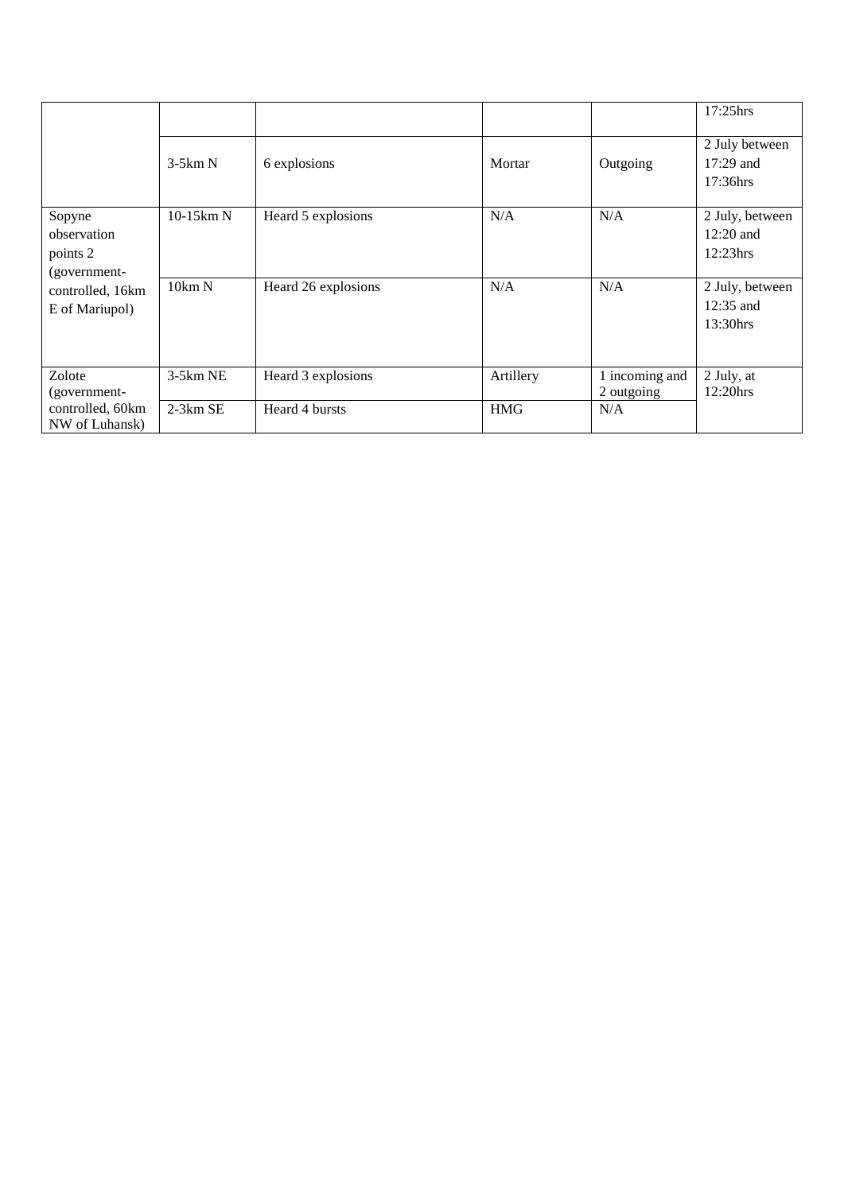| | | | | | |
|---|---|---|---|---|---|
| | | | | | 17:25hrs |
| | 3-5km N | 6 explosions | Mortar | Outgoing | 2 July between 17:29 and 17:36hrs |
| Sopyne observation points 2 (government-controlled, 16km E of Mariupol) | 10-15km N | Heard 5 explosions | N/A | N/A | 2 July, between 12:20 and 12:23hrs |
| | 10km N | Heard 26 explosions | N/A | N/A | 2 July, between 12:35 and 13:30hrs |
| Zolote (government-controlled, 60km NW of Luhansk) | 3-5km NE | Heard 3 explosions | Artillery | 1 incoming and 2 outgoing | 2 July, at 12:20hrs |
| | 2-3km SE | Heard 4 bursts | HMG | N/A | |